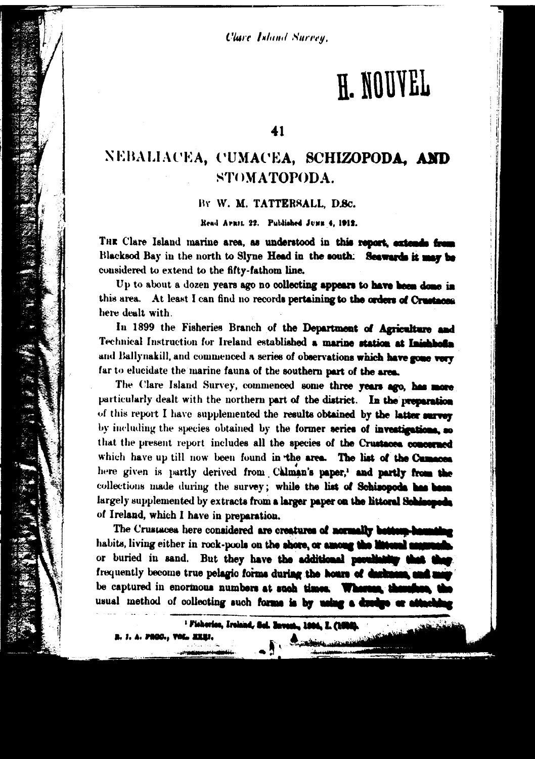# 41

# NEBALIACEA, CUMACEA, SCHIZOPODA, AND STOMATOPODA.

By W. M. TATTERSALL, D.Sc.

Read April 22. Published June 4, 1912.

The Clare Island marine area, as understood in this report, extends from Blacksod Bay in the north to Slyne Head in the south. Seawards it may be considered to extend to the fifty-fathom line.

Up to about a dozen years ago no collecting appears to have been done in this area. At least I can find no records pertaining to the orders of Crustacea here dealt with.

In 1899 the Fisheries Branch of the Department of Agriculture and Technical Instruction for Ireland established a marine station at Inishbofin and Ballynakill, and commenced a series of observations which have gone very far to elucidate the marine fauna of the southern part of the area.

The Clare Island Survey, commenced some three years ago, has more particularly dealt with the northern part of the district. In the preparation of this report I have supplemented the results obtained by the latter survey by including the species obtained by the former series of investigations, so that the present report includes all the species of the Crustacea concerned which have up till now been found in the area. The list of the Cumacea here given is partly derived from Calman's paper,[1] and partly from the collections made during the survey; while the list of Schizopoda has been largely supplemented by extracts from a larger paper on the littoral Schizopoda of Ireland, which I have in preparation.

The Crustacea here considered are creatures of normally bottom-haunting habits, living either in rock-pools on the shore, or among the littoral seaweeds, or buried in sand. But they have the additional peculiarity that they frequently become true pelagic forms during the hours of darkness, and may be captured in enormous numbers at such times. Whereas, therefore, the usual method of collecting such forms is by using a dredge or attaching

[1] Fisheries, Ireland, Sci. Invest., 1904, I. (1905).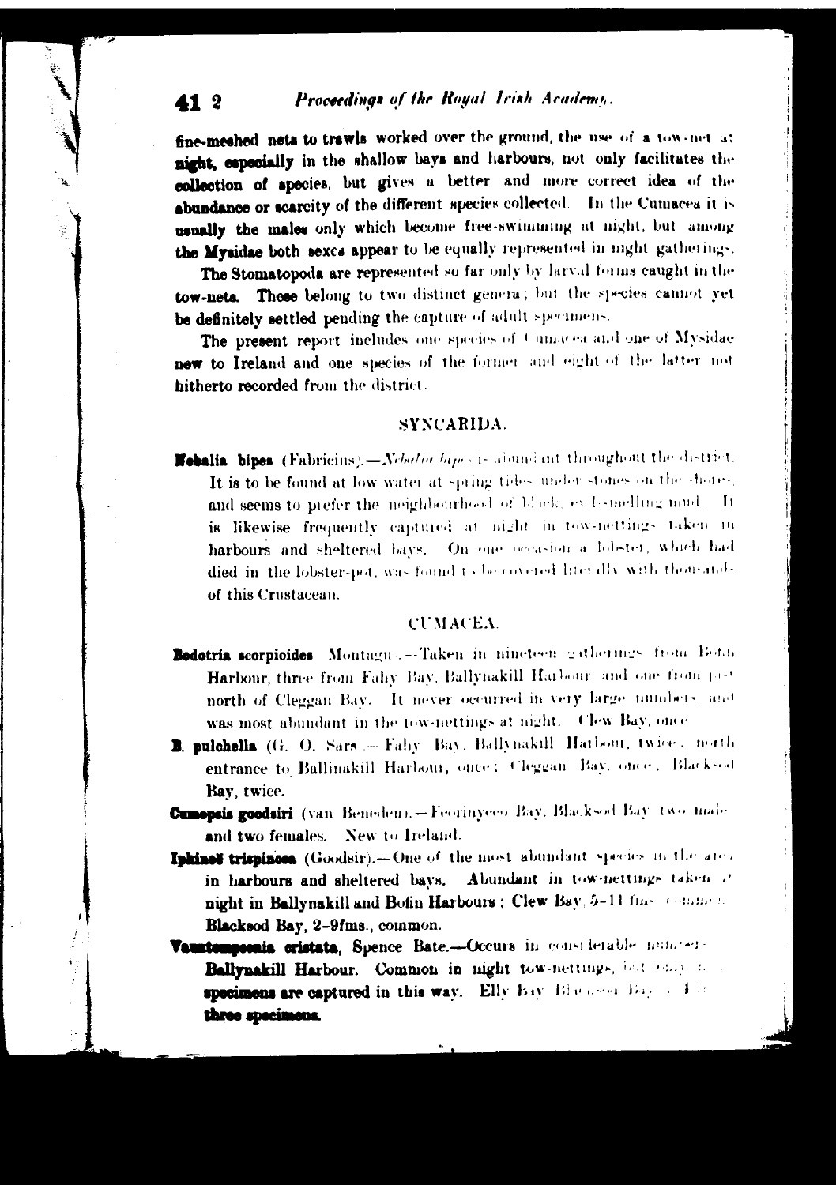fine-meshed nets to trawls worked over the ground, the use of a tow-net at night, especially in the shallow bays and harbours, not only facilitates the collection of species, but gives a better and more correct idea of the abundance or scarcity of the different species collected. In the Cumacea it is usually the males only which become free-swimming at night, but among the Mysidae both sexes appear to be equally represented in night gatherings.

The Stomatopoda are represented so far only by larval forms caught in the tow-nets. These belong to two distinct genera; but the species cannot yet be definitely settled pending the capture of adult specimens.

The present report includes one species of Cumacea and one of Mysidae new to Ireland and one species of the former and eight of the latter not hitherto recorded from the district.

## SYNCARIDA.

**Nebalia bipes** (Fabricius).—*Nebalia bipes* is abundant throughout the district. It is to be found at low water at spring tides under stones on the shores, and seems to prefer the neighbourhood of black, evil-smelling mud. It is likewise frequently captured at night in tow-nettings taken in harbours and sheltered bays. On one occasion a lobster, which had died in the lobster-pot, was found to be covered literally with thousands of this Crustacean.

## CUMACEA.

**Bodotria scorpioides** (Montagu).—Taken in nineteen gatherings from Bofin Harbour, three from Fahy Bay, Ballynakill Harbour, and one from just north of Cleggan Bay. It never occurred in very large numbers, and was most abundant in the tow-nettings at night. Clew Bay, once.

**B. pulchella** (G. O. Sars).—Fahy Bay, Ballynakill Harbour, twice; north entrance to Ballinakill Harbour, once; Cleggan Bay, once; Blacksod Bay, twice.

**Cumopsis goodsiri** (van Beneden).—Feorinyeeo Bay, Blacksod Bay, two males and two females. New to Ireland.

**Iphinoë trispinosa** (Goodsir).—One of the most abundant species in the area in harbours and sheltered bays. Abundant in tow-nettings taken at night in Ballynakill and Bofin Harbours; Clew Bay, 5–11 fms., common; Blacksod Bay, 2–9 fms., common.

**Vaunthompsonia cristata**, Spence Bate.—Occurs in considerable numbers in Ballynakill Harbour. Common in night tow-nettings, but only male specimens are captured in this way. Elly Bay, Blacksod Bay, 4 fms., three specimens.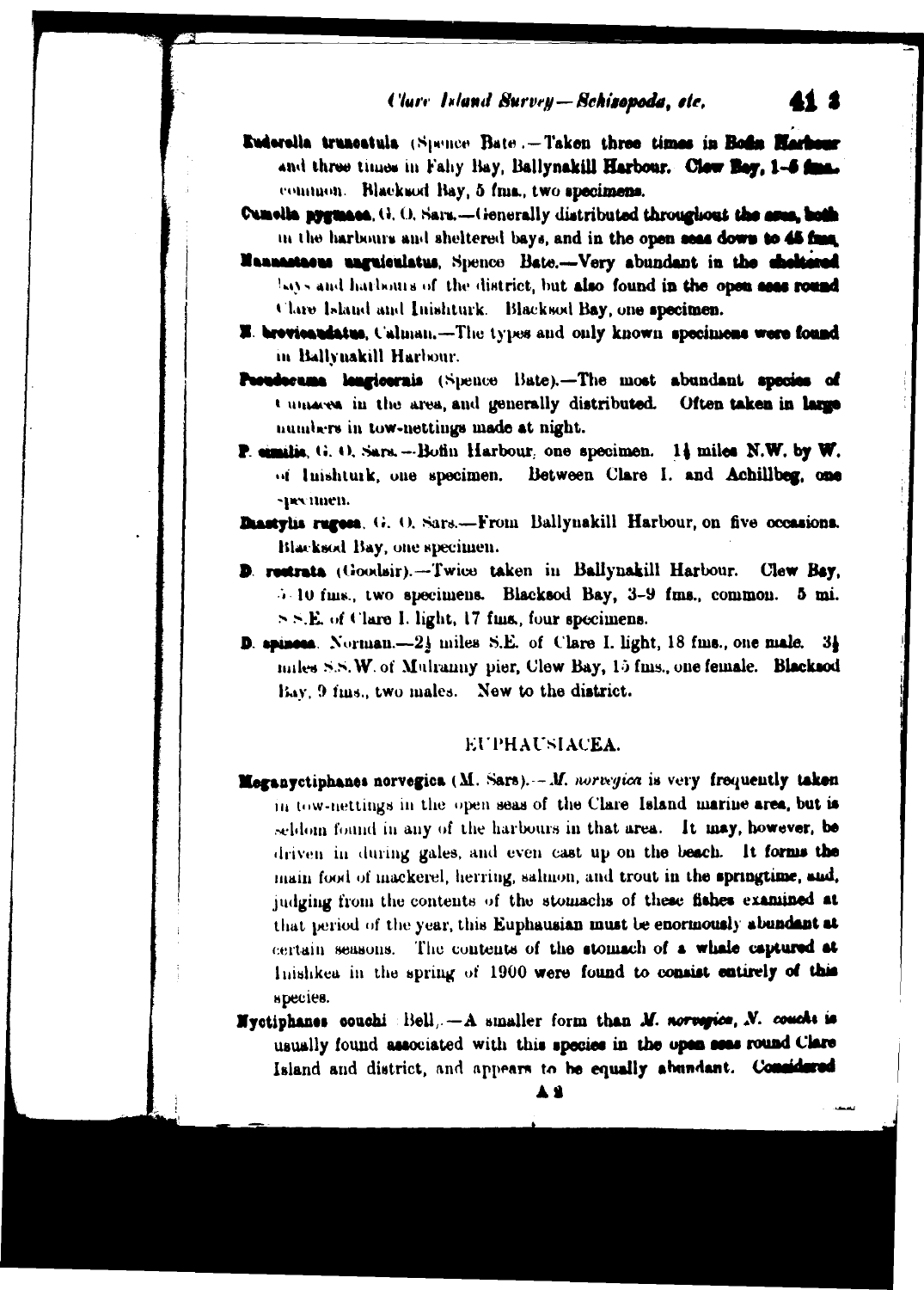**Eudorella truncatula** (Spence Bate).—Taken three times in Bofin Harbour and three times in Fahy Bay, Ballynakill Harbour. Clew Bay, 1–6 fms., common. Blacksod Bay, 5 fms., two specimens.

**Cumella pygmaea**, G. O. Sars.—Generally distributed throughout the area, both in the harbours and sheltered bays, and in the open seas down to 45 fms.

**Nannastacus unguiculatus**, Spence Bate.—Very abundant in the sheltered bays and harbours of the district, but also found in the open seas round Clare Island and Inishturk. Blacksod Bay, one specimen.

**N. brevicaudatus**, Calman.—The types and only known specimens were found in Ballynakill Harbour.

**Pseudocuma longicornis** (Spence Bate).—The most abundant species of Cumacea in the area, and generally distributed. Often taken in large numbers in tow-nettings made at night.

**P. similis**, G. O. Sars.—Bofin Harbour, one specimen. 1½ miles N.W. by W. of Inishturk, one specimen. Between Clare I. and Achillbeg, one specimen.

**Diastylis rugosa**, G. O. Sars.—From Ballynakill Harbour, on five occasions. Blacksod Bay, one specimen.

**D. rostrata** (Goodsir).—Twice taken in Ballynakill Harbour. Clew Bay, 5–10 fms., two specimens. Blacksod Bay, 3–9 fms., common. 5 mi. S.S.E. of Clare I. light, 17 fms., four specimens.

**D. spinosa**, Norman.—2½ miles S.E. of Clare I. light, 18 fms., one male. 3½ miles S.S.W. of Mulranny pier, Clew Bay, 15 fms., one female. Blacksod Bay, 9 fms., two males. New to the district.

## EUPHAUSIACEA.

**Meganyctiphanes norvegica** (M. Sars).—*M. norvegica* is very frequently taken in tow-nettings in the open seas of the Clare Island marine area, but is seldom found in any of the harbours in that area. It may, however, be driven in during gales, and even cast up on the beach. It forms the main food of mackerel, herring, salmon, and trout in the springtime, and, judging from the contents of the stomachs of these fishes examined at that period of the year, this Euphausian must be enormously abundant at certain seasons. The contents of the stomach of a whale captured at Inishkea in the spring of 1900 were found to consist entirely of this species.

**Nyctiphanes couchi** (Bell).—A smaller form than *M. norvegica*, *N. couchi* is usually found associated with this species in the open seas round Clare Island and district, and appears to be equally abundant. Considered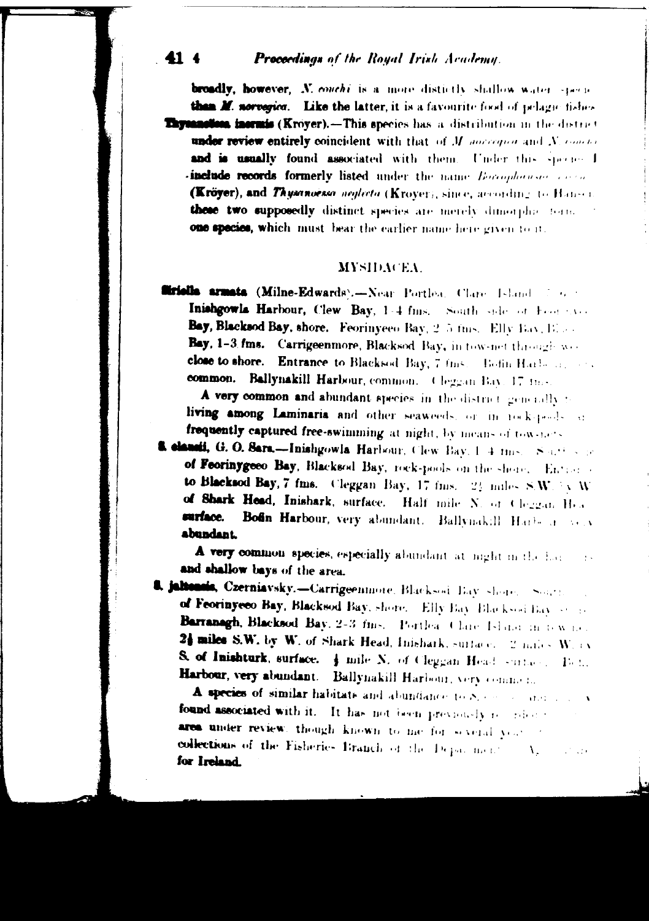broadly, however, *N. couchi* is a more distinctly shallow water species than *M. norvegica*. Like the latter, it is a favourite food of pelagic fishes.

**Thysanoëssa inermis** (Kroyer).—This species has a distribution in the district under review entirely coincident with that of *M. norvegica* and *N. couchi* and is usually found associated with them. Under this species I include records formerly listed under the name *Boreophausia* ... (Kröyer), and *Thysanoessa neglecta* (Kroyer), since, according to Hansen these two supposedly distinct species are merely dimorphic forms of one species, which must bear the earlier name here given to it.

## MYSIDACEA.

**Siriella armata** (Milne-Edwards).—Near Portlea, Clare Island ... Inishgowla Harbour, Clew Bay, 1–4 fms. South side of Feorinyeeo Bay, Blacksod Bay, shore. Feorinyeeo Bay, 2–5 fms. Elly Bay, Blacksod Bay, 1–3 fms. Carrigeenmore, Blacksod Bay, in tow-net through weed close to shore. Entrance to Blacksod Bay, 7 fms. Bofin Harbour, ... common. Ballynakill Harbour, common. Cleggan Bay, 17 fms.

A very common and abundant species in the district generally ... living among Laminaria and other seaweeds, or in rock-pools ... frequently captured free-swimming at night, by means of tow-nets.

**S. clausii**, G. O. Sars.—Inishgowla Harbour, Clew Bay, 1–4 fms. South side of Feorinygeeo Bay, Blacksod Bay, rock-pools on the shore. Entrance to Blacksod Bay, 7 fms. Cleggan Bay, 17 fms. 2½ miles S.W. by W. of Shark Head, Inishark, surface. Half mile N. of Cleggan Head, surface. Bofin Harbour, very abundant. Ballynakill Harbour, very abundant.

A very common species, especially abundant at night in the harbours and shallow bays of the area.

**S. jaltensis**, Czerniavsky.—Carrigeenmore, Blacksod Bay, shore. South side of Feorinyeeo Bay, Blacksod Bay, shore. Elly Bay, Blacksod Bay ... Barranagh, Blacksod Bay, 2–3 fms. Portlea, Clare Island, in tow-net. 2½ miles S.W. by W. of Shark Head, Inishark, surface. 2 miles W. by S. of Inishturk, surface. ½ mile N. of Cleggan Head, surface. Bofin Harbour, very abundant. Ballynakill Harbour, very common.

A species of similar habitats and abundance to *S. clausii* and ... found associated with it. It has not been previously recorded from the area under review, though known to me for several years ... collections of the Fisheries Branch of the Department of Agriculture for Ireland.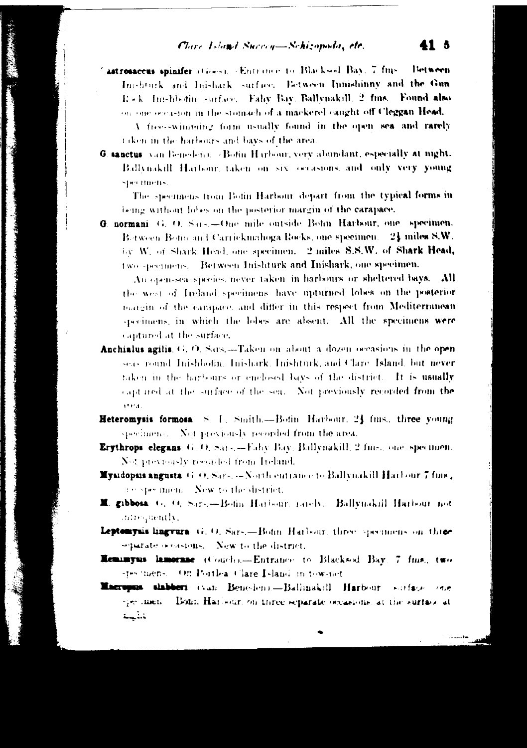**Gastrosaccus spinifer** (Goes).—Entrance to Blacksod Bay, 7 fms. Between Inishturk and Inishark, surface. Between Innishinny and the Gun Rock, Inishbofin, surface. Fahy Bay, Ballynakill, 2 fms. Found also on one occasion in the stomach of a mackerel caught off Cleggan Head.

A free-swimming form usually found in the open sea and rarely taken in the harbours and bays of the area.

**G. sanctus** (van Beneden).—Bofin Harbour, very abundant, especially at night. Ballynakill Harbour, taken on six occasions, and only very young specimens.

The specimens from Bofin Harbour depart from the typical forms in being without lobes on the posterior margin of the carapace.

**G. normani** G. O. Sars.—One mile outside Bofin Harbour, one specimen. Between Bofin and Carrickmahoga Rocks, one specimen. 2½ miles S.W. by W. of Shark Head, one specimen. 2 miles S.S.W. of Shark Head, two specimens. Between Inishturk and Inishark, one specimen.

An open-sea species, never taken in harbours or sheltered bays. All the west of Ireland specimens have upturned lobes on the posterior margin of the carapace, and differ in this respect from Mediterranean specimens, in which the lobes are absent. All the specimens were captured at the surface.

**Anchialus agilis** G. O. Sars.—Taken on about a dozen occasions in the open seas round Inishbofin, Inishark, Inishturk, and Clare Island, but never taken in the harbours or enclosed bays of the district. It is usually captured at the surface of the sea. Not previously recorded from the area.

**Heteromysis formosa** S. I. Smith.—Bofin Harbour, 2½ fms., three young specimens. Not previously recorded from the area.

**Erythrops elegans** G. O. Sars.—Fahy Bay, Ballynakill, 2 fms., one specimen. Not previously recorded from Ireland.

**Mysidopsis angusta** G. O. Sars.—North entrance to Ballynakill Harbour, 7 fms., one specimen. New to the district.

**M. gibbosa** G. O. Sars.—Bofin Harbour, rarely. Ballynakill Harbour not infrequently.

**Leptomysis lingvura** G. O. Sars.—Bofin Harbour, three specimens on three separate occasions. New to the district.

**Hemimysis lamornae** (Couch).—Entrance to Blacksod Bay, 7 fms., two specimens. Off Portlea, Clare Island, in tow-net.

**Macropsis slabberi** (van Beneden).—Ballinakill Harbour, surface, one specimen. Bofin Harbour, on three separate occasions, at the surface at night.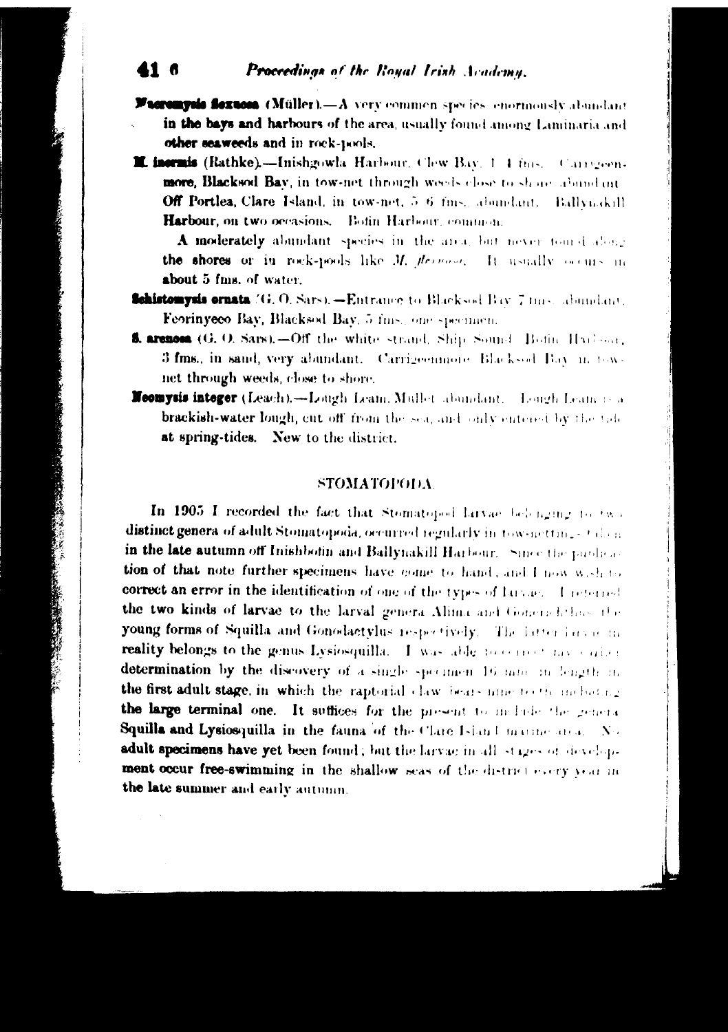**Macromysis flexuosa** (Müller).—A very common species, enormously abundant in the bays and harbours of the area, usually found among Laminaria and other seaweeds and in rock-pools.

**M. inermis** (Rathke).—Inishgowla Harbour, Clew Bay, 1–4 fms. Carrigeenmore, Blacksod Bay, in tow-net through weeds close to shore, abundant. Off Portlea, Clare Island, in tow-net, 5–6 fms., abundant. Ballynakill Harbour, on two occasions. Bofin Harbour, common.

A moderately abundant species in the area, but never found along the shores or in rock-pools like *M. flexuosa*. It usually occurs in about 5 fms. of water.

**Schistomysis ornata** (G. O. Sars).—Entrance to Blacksod Bay, 7 fms., abundant. Feorinyeeo Bay, Blacksod Bay, 5 fms., one specimen.

**S. arenosa** (G. O. Sars).—Off the white strand, Ship Sound, Bofin Harbour, 3 fms., in sand, very abundant. Carrigeenmore, Blacksod Bay, in tow-net through weeds, close to shore.

**Neomysis integer** (Leach).—Lough Leam, Mullet, abundant. Lough Leam is a brackish-water lough, cut off from the sea, and only entered by the tide at spring-tides. New to the district.

## STOMATOPODA.

In 1905 I recorded the fact that Stomatopod larvae belonging to two distinct genera of adult Stomatopoda, occurred regularly in tow-nettings taken in the late autumn off Inishbofin and Ballynakill Harbour. Since the publication of that note further specimens have come to hand, and I now wish to correct an error in the identification of one of the types of larvae. I referred the two kinds of larvae to the larval genera Alima and Gonerichthus, the young forms of Squilla and Gonodactylus respectively. The latter larva in reality belongs to the genus Lysiosquilla. I was able to correct my earlier determination by the discovery of a single specimen 16 mm. in length in the first adult stage, in which the raptorial claw bears nine teeth including the large terminal one. It suffices for the present to include the genera Squilla and Lysiosquilla in the fauna of the Clare Island marine area. No adult specimens have yet been found; but the larvae in all stages of development occur free-swimming in the shallow seas of the district every year in the late summer and early autumn.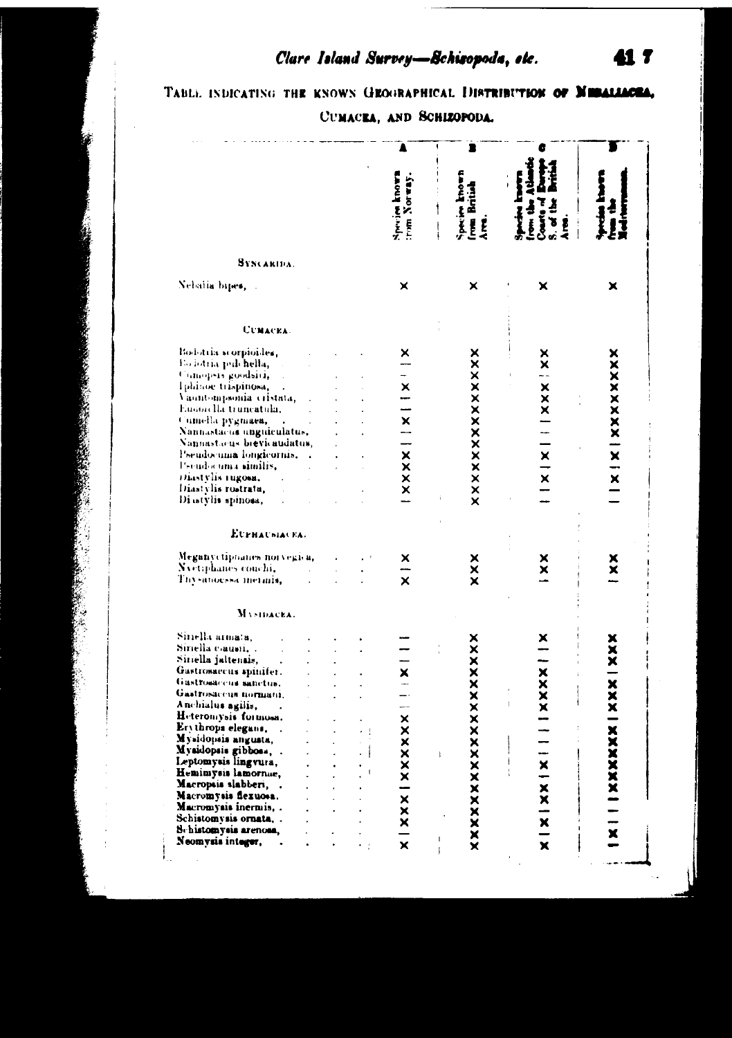TABLE INDICATING THE KNOWN GEOGRAPHICAL DISTRIBUTION OF NEBALIACEA, CUMACEA, AND SCHIZOPODA.

| | A | B | C | D |
|---|---|---|---|---|
| | Species known from Norway. | Species known from British Area. | Species known from the Atlantic Coasts of Europe S. of the British Area. | Species known from the Mediterranean. |
| **SYNCARIDA.** | | | | |
| Nebalia bipes, | × | × | × | × |
| **CUMACEA.** | | | | |
| Bodotria scorpioides, | × | × | × | × |
| Bodotria pulchella, | — | × | × | × |
| Cumopsis goodsiri, | — | × | — | × |
| Iphinoe trispinosa, | × | × | × | × |
| Vaunthompsonia cristata, | — | × | × | × |
| Eudorella truncatula, | — | × | × | × |
| Cumella pygmaea, | × | × | — | × |
| Nannastacus unguiculatus, | — | × | — | × |
| Nannastacus brevicaudatus, | — | × | — | — |
| Pseudocuma longicornis, | × | × | × | × |
| Pseudocuma similis, | × | × | — | — |
| Diastylis rugosa, | × | × | × | × |
| Diastylis rostrata, | × | × | — | — |
| Diastylis spinosa, | — | × | — | — |
| **EUPHAUSIACEA.** | | | | |
| Meganyctiphanes norvegica, | × | × | × | × |
| Nyctiphanes couchi, | — | × | × | × |
| Thysanoessa inermis, | × | × | — | — |
| **MYSIDACEA.** | | | | |
| Siriella armata, | — | × | × | × |
| Siriella clausi, | — | × | — | × |
| Siriella jaltensis, | — | × | — | × |
| Gastrosaccus spinifer, | × | × | × | — |
| Gastrosaccus sanctus, | — | × | × | × |
| Gastrosaccus normani, | — | × | × | × |
| Anchialus agilis, | — | × | × | × |
| Heteromysis formosa, | × | × | — | — |
| Erythrops elegans, | × | × | — | × |
| Mysidopsis angusta, | × | × | — | × |
| Mysidopsis gibbosa, | × | × | — | × |
| Leptomysis lingvura, | × | × | × | × |
| Hemimysis lamornae, | × | × | — | × |
| Macropsis slabberi, | — | × | × | × |
| Macromysis flexuosa, | × | × | × | — |
| Macromysis inermis, | × | × | — | — |
| Schistomysis ornata, | × | × | × | — |
| Schistomysis arenosa, | — | × | — | × |
| Neomysis integer, | × | × | × | — |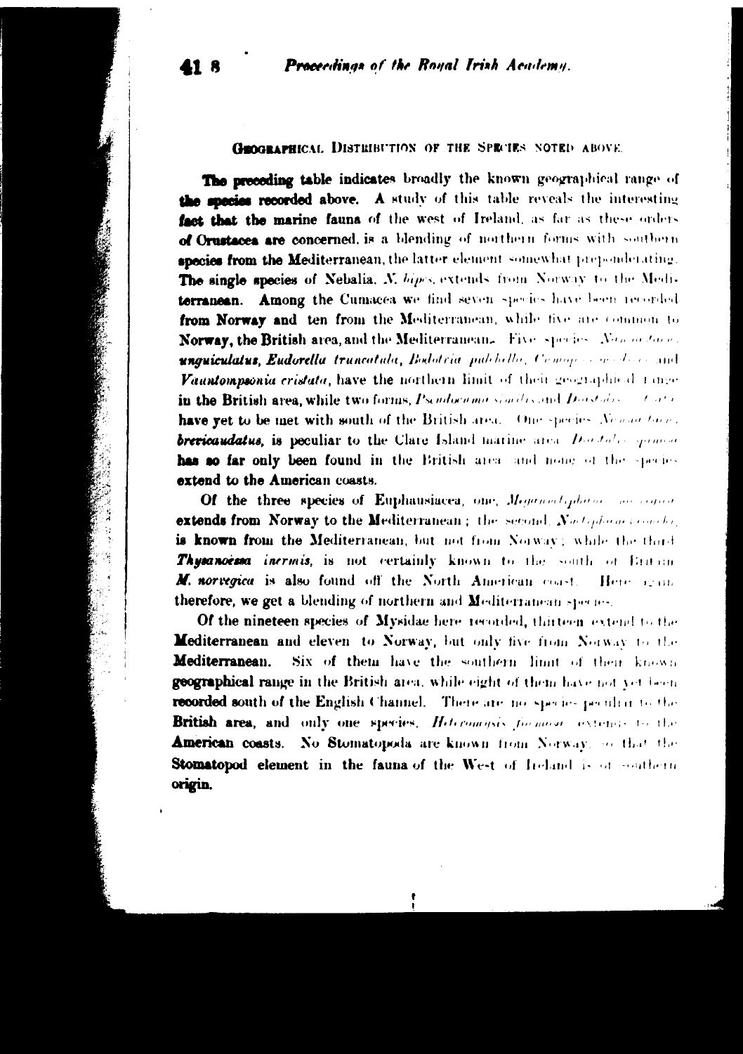## Geographical Distribution of the Species Noted Above.

The preceding table indicates broadly the known geographical range of the species recorded above. A study of this table reveals the interesting fact that the marine fauna of the west of Ireland, as far as these orders of Crustacea are concerned, is a blending of northern forms with southern species from the Mediterranean, the latter element somewhat preponderating. The single species of Nebalia, *N. bipes*, extends from Norway to the Mediterranean. Among the Cumacea we find seven species have been recorded from Norway and ten from the Mediterranean, while five are common to Norway, the British area, and the Mediterranean. Five species, *Nannastacus unguiculatus*, *Eudorella truncatula*, *Bodotria pulchella*, *Cumopsis goodsiri*, and *Vaunthompsonia cristata*, have the northern limit of their geographical range in the British area, while two forms, *Pseudocuma similis* and *Diastylis ... rathkei*, have yet to be met with south of the British area. One species, *Nannastacus brevicaudatus*, is peculiar to the Clare Island marine area. *Diastylis spinosa* has so far only been found in the British area, and none of the species extend to the American coasts.

Of the three species of Euphausiacea, one, *Meganyctiphanes norvegica*, extends from Norway to the Mediterranean; the second, *Nyctiphanes couchii*, is known from the Mediterranean, but not from Norway; while the third, *Thysanoëssa inermis*, is not certainly known to the south of Britain. *M. norvegica* is also found off the North American coast. Here again, therefore, we get a blending of northern and Mediterranean species.

Of the nineteen species of Mysidae here recorded, thirteen extend to the Mediterranean and eleven to Norway, but only five from Norway to the Mediterranean. Six of them have the southern limit of their known geographical range in the British area, while eight of them have not yet been recorded south of the English Channel. There are no species peculiar to the British area, and only one species, *Heteromysis formosa*, extends to the American coasts. No Stomatopoda are known from Norway, so that the Stomatopod element in the fauna of the West of Ireland is of southern origin.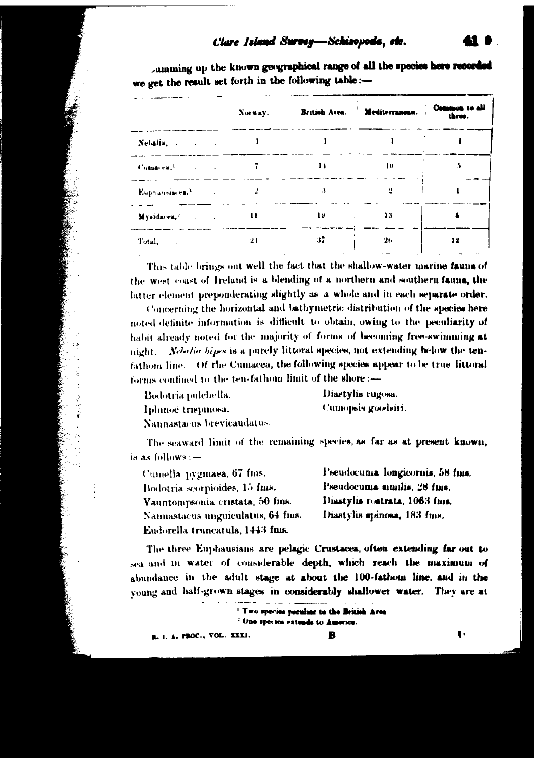Summing up the known geographical range of all the species here recorded we get the result set forth in the following table:—

| | Norway. | British Area. | Mediterranean. | Common to all three. |
|---|---|---|---|---|
| Nebalia, | 1 | 1 | 1 | 1 |
| Cumacea,[1] | 7 | 14 | 10 | 5 |
| Euphausiacea,[2] | 2 | 3 | 2 | 1 |
| Mysidacea,[2] | 11 | 19 | 13 | 4 |
| Total, | 21 | 37 | 26 | 12 |

This table brings out well the fact that the shallow-water marine fauna of the west coast of Ireland is a blending of a northern and southern fauna, the latter element preponderating slightly as a whole and in each separate order.

Concerning the horizontal and bathymetric distribution of the species here noted definite information is difficult to obtain, owing to the peculiarity of habit already noted for the majority of forms of becoming free-swimming at night. *Nebalia bipes* is a purely littoral species, not extending below the ten-fathom line. Of the Cumacea, the following species appear to be true littoral forms confined to the ten-fathom limit of the shore:—

- Bodotria pulchella.
- Iphinoe trispinosa.
- Nannastacus brevicaudatus.
- Diastylis rugosa.
- Cumopsis goodsiri.

The seaward limit of the remaining species, as far as at present known, is as follows:—

- Cumella pygmaea, 67 fms.
- Bodotria scorpioides, 15 fms.
- Vauntompsonia cristata, 50 fms.
- Nannastacus unguiculatus, 64 fms.
- Eudorella truncatula, 1443 fms.
- Pseudocuma longicornis, 58 fms.
- Pseudocuma similis, 28 fms.
- Diastylis rostrata, 1063 fms.
- Diastylis spinosa, 183 fms.

The three Euphausians are pelagic Crustacea, often extending far out to sea and in water of considerable depth, which reach the maximum of abundance in the adult stage at about the 100-fathom line, and in the young and half-grown stages in considerably shallower water. They are at

[1] Two species peculiar to the British Area

[2] One species extends to America.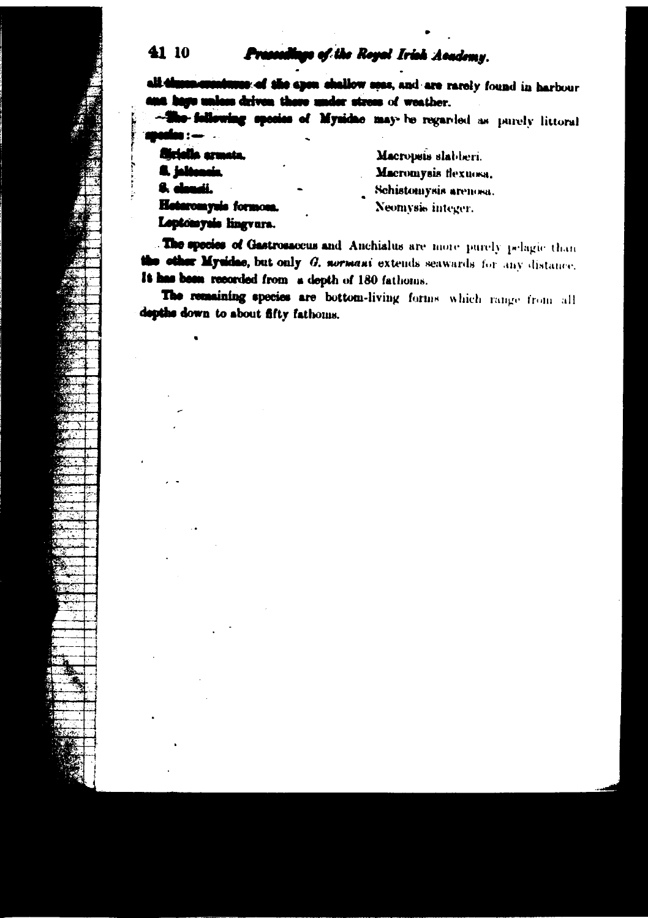all them creatures of the open shallow seas, and are rarely found in harbour and bays unless driven there under stress of weather.

The following species of Mysidae may be regarded as purely littoral species:—

Siriella armata.
S. jaltensis.
S. clausii.
Heteromysis formosa.
Leptomysis lingvura.
Macropsis slabberi.
Macromysis flexuosa.
Schistomysis arenosa.
Neomysis integer.

The species of Gastrosaccus and Anchialus are more purely pelagic than the other Mysidae, but only *G. normani* extends seawards for any distance. It has been recorded from a depth of 180 fathoms.

The remaining species are bottom-living forms which range from all depths down to about fifty fathoms.